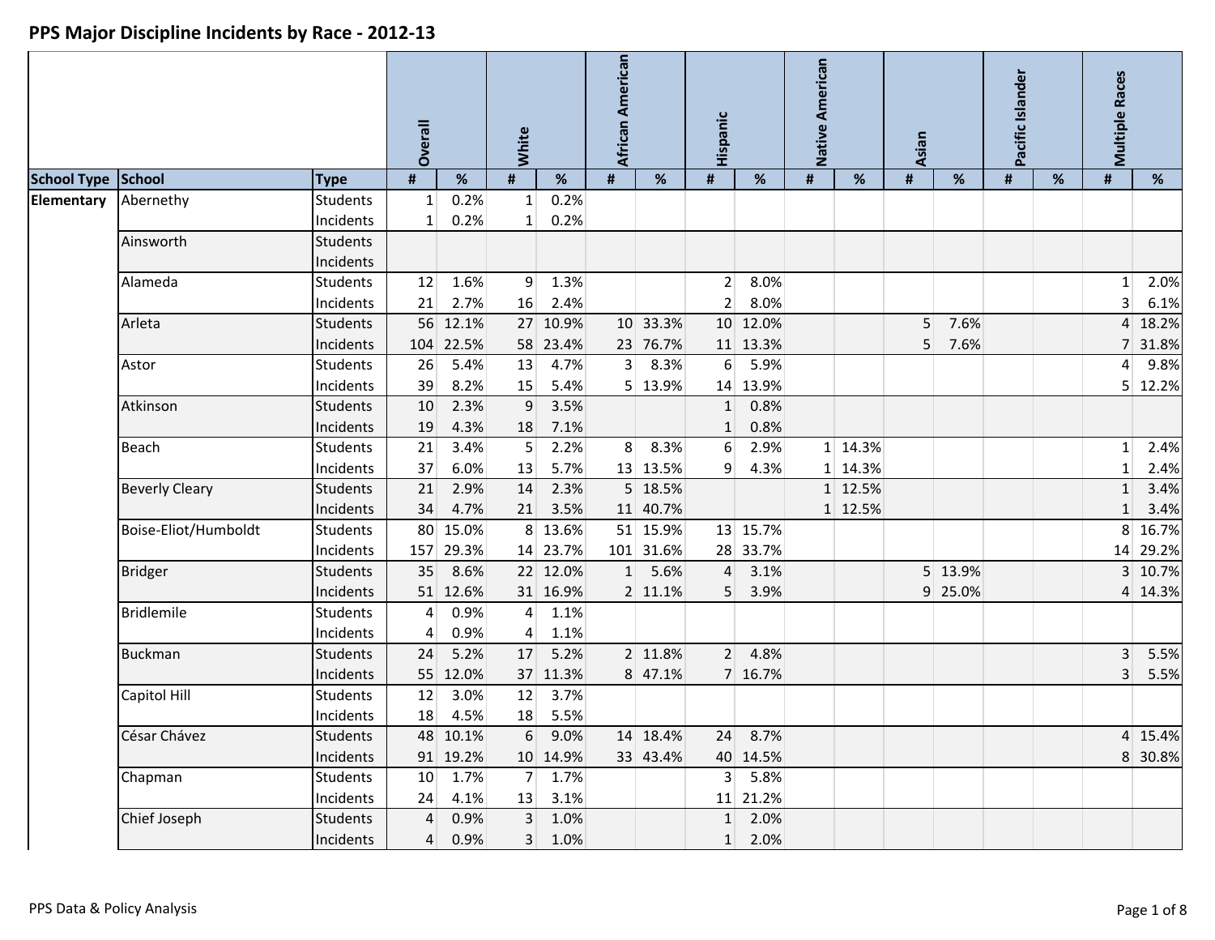# PPS Major Discipline Incidents by Race - 2012-13

| School Type | School | Type | Overall # | Overall % | White # | White % | African American # | African American % | Hispanic # | Hispanic % | Native American # | Native American % | Asian # | Asian % | Pacific Islander # | Pacific Islander % | Multiple Races # | Multiple Races % |
|---|---|---|---|---|---|---|---|---|---|---|---|---|---|---|---|---|---|---|
| Elementary | Abernethy | Students | 1 | 0.2% | 1 | 0.2% | | | | | | | | | | | | |
| | | Incidents | 1 | 0.2% | 1 | 0.2% | | | | | | | | | | | | |
| | Ainsworth | Students | | | | | | | | | | | | | | | | |
| | | Incidents | | | | | | | | | | | | | | | | |
| | Alameda | Students | 12 | 1.6% | 9 | 1.3% | | | 2 | 8.0% | | | | | | | 1 | 2.0% |
| | | Incidents | 21 | 2.7% | 16 | 2.4% | | | 2 | 8.0% | | | | | | | 3 | 6.1% |
| | Arleta | Students | 56 | 12.1% | 27 | 10.9% | 10 | 33.3% | 10 | 12.0% | | | 5 | 7.6% | | | 4 | 18.2% |
| | | Incidents | 104 | 22.5% | 58 | 23.4% | 23 | 76.7% | 11 | 13.3% | | | 5 | 7.6% | | | 7 | 31.8% |
| | Astor | Students | 26 | 5.4% | 13 | 4.7% | 3 | 8.3% | 6 | 5.9% | | | | | | | 4 | 9.8% |
| | | Incidents | 39 | 8.2% | 15 | 5.4% | 5 | 13.9% | 14 | 13.9% | | | | | | | 5 | 12.2% |
| | Atkinson | Students | 10 | 2.3% | 9 | 3.5% | | | 1 | 0.8% | | | | | | | | |
| | | Incidents | 19 | 4.3% | 18 | 7.1% | | | 1 | 0.8% | | | | | | | | |
| | Beach | Students | 21 | 3.4% | 5 | 2.2% | 8 | 8.3% | 6 | 2.9% | 1 | 14.3% | | | | | 1 | 2.4% |
| | | Incidents | 37 | 6.0% | 13 | 5.7% | 13 | 13.5% | 9 | 4.3% | 1 | 14.3% | | | | | 1 | 2.4% |
| | Beverly Cleary | Students | 21 | 2.9% | 14 | 2.3% | 5 | 18.5% | | | 1 | 12.5% | | | | | 1 | 3.4% |
| | | Incidents | 34 | 4.7% | 21 | 3.5% | 11 | 40.7% | | | 1 | 12.5% | | | | | 1 | 3.4% |
| | Boise-Eliot/Humboldt | Students | 80 | 15.0% | 8 | 13.6% | 51 | 15.9% | 13 | 15.7% | | | | | | | 8 | 16.7% |
| | | Incidents | 157 | 29.3% | 14 | 23.7% | 101 | 31.6% | 28 | 33.7% | | | | | | | 14 | 29.2% |
| | Bridger | Students | 35 | 8.6% | 22 | 12.0% | 1 | 5.6% | 4 | 3.1% | | | 5 | 13.9% | | | 3 | 10.7% |
| | | Incidents | 51 | 12.6% | 31 | 16.9% | 2 | 11.1% | 5 | 3.9% | | | 9 | 25.0% | | | 4 | 14.3% |
| | Bridlemile | Students | 4 | 0.9% | 4 | 1.1% | | | | | | | | | | | | |
| | | Incidents | 4 | 0.9% | 4 | 1.1% | | | | | | | | | | | | |
| | Buckman | Students | 24 | 5.2% | 17 | 5.2% | 2 | 11.8% | 2 | 4.8% | | | | | | | 3 | 5.5% |
| | | Incidents | 55 | 12.0% | 37 | 11.3% | 8 | 47.1% | 7 | 16.7% | | | | | | | 3 | 5.5% |
| | Capitol Hill | Students | 12 | 3.0% | 12 | 3.7% | | | | | | | | | | | | |
| | | Incidents | 18 | 4.5% | 18 | 5.5% | | | | | | | | | | | | |
| | César Chávez | Students | 48 | 10.1% | 6 | 9.0% | 14 | 18.4% | 24 | 8.7% | | | | | | | 4 | 15.4% |
| | | Incidents | 91 | 19.2% | 10 | 14.9% | 33 | 43.4% | 40 | 14.5% | | | | | | | 8 | 30.8% |
| | Chapman | Students | 10 | 1.7% | 7 | 1.7% | | | 3 | 5.8% | | | | | | | | |
| | | Incidents | 24 | 4.1% | 13 | 3.1% | | | 11 | 21.2% | | | | | | | | |
| | Chief Joseph | Students | 4 | 0.9% | 3 | 1.0% | | | 1 | 2.0% | | | | | | | | |
| | | Incidents | 4 | 0.9% | 3 | 1.0% | | | 1 | 2.0% | | | | | | | | |

PPS Data & Policy Analysis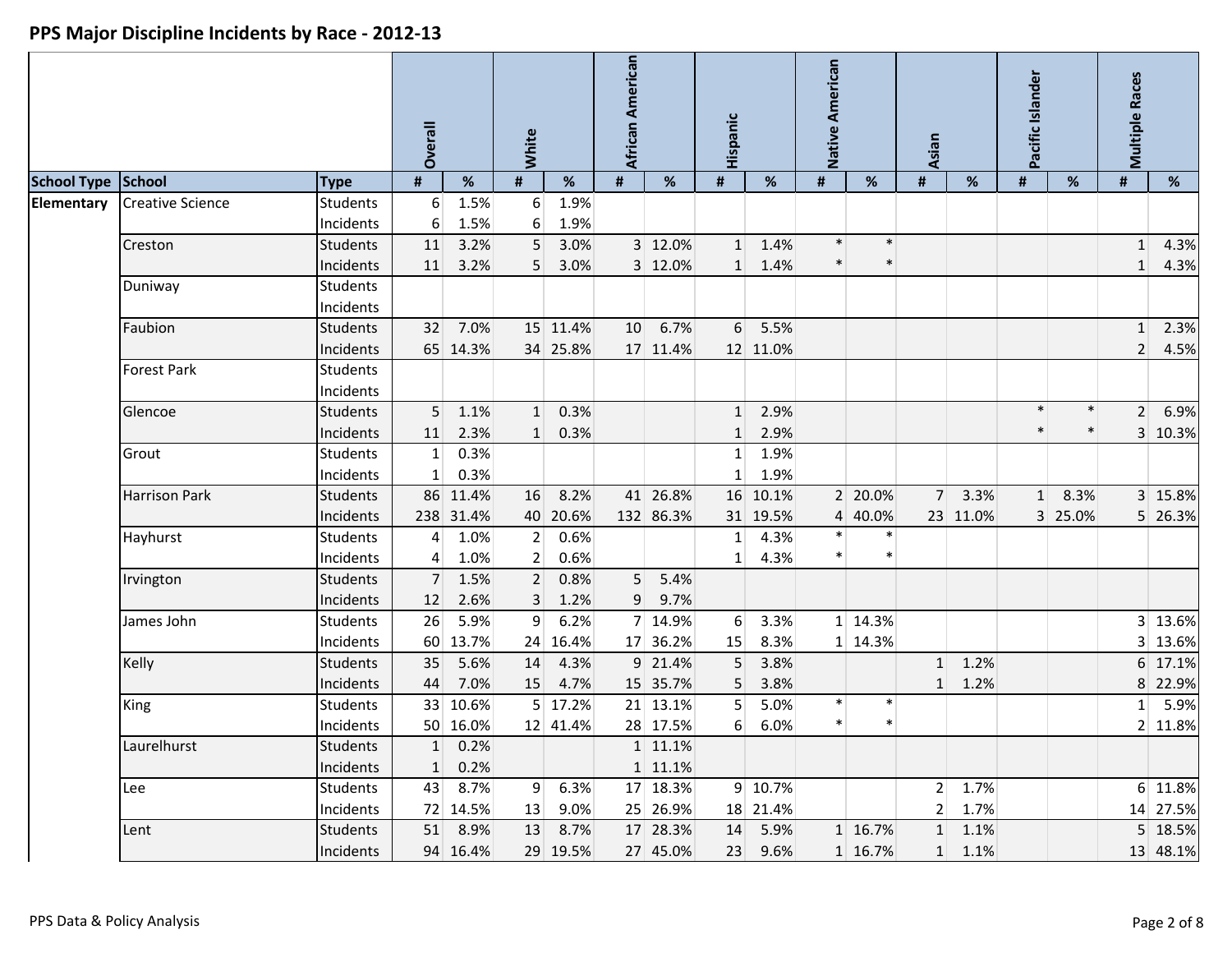# PPS Major Discipline Incidents by Race - 2012-13

| School Type | School | Type | Overall # | Overall % | White # | White % | African American # | African American % | Hispanic # | Hispanic % | Native American # | Native American % | Asian # | Asian % | Pacific Islander # | Pacific Islander % | Multiple Races # | Multiple Races % |
|---|---|---|---|---|---|---|---|---|---|---|---|---|---|---|---|---|---|---|
| Elementary | Creative Science | Students | 6 | 1.5% | 6 | 1.9% | | | | | | | | | | | | |
| | | Incidents | 6 | 1.5% | 6 | 1.9% | | | | | | | | | | | | |
| | Creston | Students | 11 | 3.2% | 5 | 3.0% | 3 | 12.0% | 1 | 1.4% | * | * | | | | | 1 | 4.3% |
| | | Incidents | 11 | 3.2% | 5 | 3.0% | 3 | 12.0% | 1 | 1.4% | * | * | | | | | 1 | 4.3% |
| | Duniway | Students | | | | | | | | | | | | | | | | |
| | | Incidents | | | | | | | | | | | | | | | | |
| | Faubion | Students | 32 | 7.0% | 15 | 11.4% | 10 | 6.7% | 6 | 5.5% | | | | | | | 1 | 2.3% |
| | | Incidents | 65 | 14.3% | 34 | 25.8% | 17 | 11.4% | 12 | 11.0% | | | | | | | 2 | 4.5% |
| | Forest Park | Students | | | | | | | | | | | | | | | | |
| | | Incidents | | | | | | | | | | | | | | | | |
| | Glencoe | Students | 5 | 1.1% | 1 | 0.3% | | | 1 | 2.9% | | | | | * | * | 2 | 6.9% |
| | | Incidents | 11 | 2.3% | 1 | 0.3% | | | 1 | 2.9% | | | | | * | * | 3 | 10.3% |
| | Grout | Students | 1 | 0.3% | | | | | 1 | 1.9% | | | | | | | | |
| | | Incidents | 1 | 0.3% | | | | | 1 | 1.9% | | | | | | | | |
| | Harrison Park | Students | 86 | 11.4% | 16 | 8.2% | 41 | 26.8% | 16 | 10.1% | 2 | 20.0% | 7 | 3.3% | 1 | 8.3% | 3 | 15.8% |
| | | Incidents | 238 | 31.4% | 40 | 20.6% | 132 | 86.3% | 31 | 19.5% | 4 | 40.0% | 23 | 11.0% | 3 | 25.0% | 5 | 26.3% |
| | Hayhurst | Students | 4 | 1.0% | 2 | 0.6% | | | 1 | 4.3% | * | * | | | | | | |
| | | Incidents | 4 | 1.0% | 2 | 0.6% | | | 1 | 4.3% | * | * | | | | | | |
| | Irvington | Students | 7 | 1.5% | 2 | 0.8% | 5 | 5.4% | | | | | | | | | | |
| | | Incidents | 12 | 2.6% | 3 | 1.2% | 9 | 9.7% | | | | | | | | | | |
| | James John | Students | 26 | 5.9% | 9 | 6.2% | 7 | 14.9% | 6 | 3.3% | 1 | 14.3% | | | | | 3 | 13.6% |
| | | Incidents | 60 | 13.7% | 24 | 16.4% | 17 | 36.2% | 15 | 8.3% | 1 | 14.3% | | | | | 3 | 13.6% |
| | Kelly | Students | 35 | 5.6% | 14 | 4.3% | 9 | 21.4% | 5 | 3.8% | | | 1 | 1.2% | | | 6 | 17.1% |
| | | Incidents | 44 | 7.0% | 15 | 4.7% | 15 | 35.7% | 5 | 3.8% | | | 1 | 1.2% | | | 8 | 22.9% |
| | King | Students | 33 | 10.6% | 5 | 17.2% | 21 | 13.1% | 5 | 5.0% | * | * | | | | | 1 | 5.9% |
| | | Incidents | 50 | 16.0% | 12 | 41.4% | 28 | 17.5% | 6 | 6.0% | * | * | | | | | 2 | 11.8% |
| | Laurelhurst | Students | 1 | 0.2% | | | 1 | 11.1% | | | | | | | | | | |
| | | Incidents | 1 | 0.2% | | | 1 | 11.1% | | | | | | | | | | |
| | Lee | Students | 43 | 8.7% | 9 | 6.3% | 17 | 18.3% | 9 | 10.7% | | | 2 | 1.7% | | | 6 | 11.8% |
| | | Incidents | 72 | 14.5% | 13 | 9.0% | 25 | 26.9% | 18 | 21.4% | | | 2 | 1.7% | | | 14 | 27.5% |
| | Lent | Students | 51 | 8.9% | 13 | 8.7% | 17 | 28.3% | 14 | 5.9% | 1 | 16.7% | 1 | 1.1% | | | 5 | 18.5% |
| | | Incidents | 94 | 16.4% | 29 | 19.5% | 27 | 45.0% | 23 | 9.6% | 1 | 16.7% | 1 | 1.1% | | | 13 | 48.1% |

PPS Data & Policy Analysis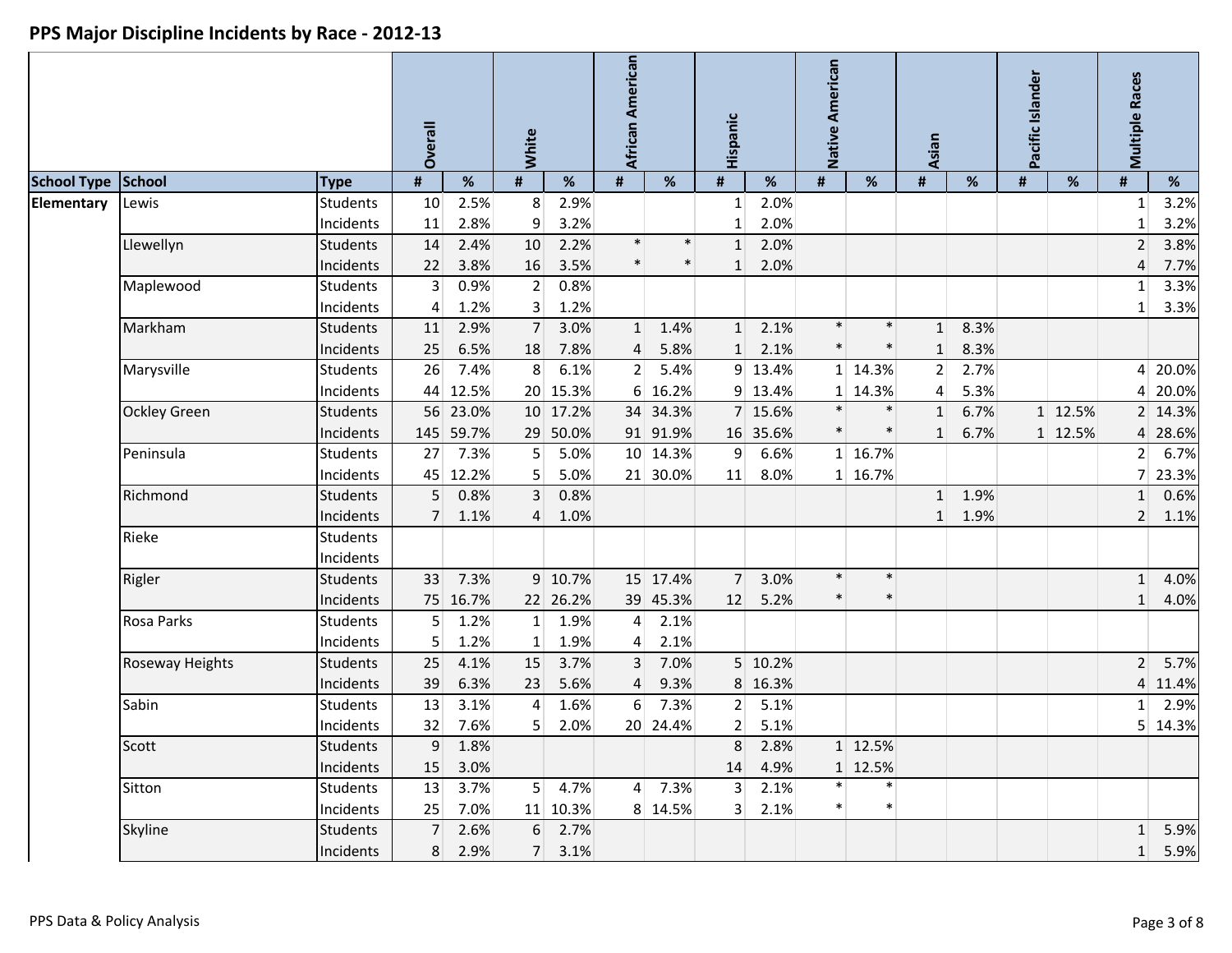## PPS Major Discipline Incidents by Race - 2012-13

| | | | Overall | | White | | African American | | Hispanic | | Native American | | Asian | | Pacific Islander | | Multiple Races | |
|---|---|---|---|---|---|---|---|---|---|---|---|---|---|---|---|---|---|---|
| School Type | School | Type | # | % | # | % | # | % | # | % | # | % | # | % | # | % | # | % |
| Elementary | Lewis | Students | 10 | 2.5% | 8 | 2.9% | | | 1 | 2.0% | | | | | | | 1 | 3.2% |
| | | Incidents | 11 | 2.8% | 9 | 3.2% | | | 1 | 2.0% | | | | | | | 1 | 3.2% |
| | Llewellyn | Students | 14 | 2.4% | 10 | 2.2% | * | * | 1 | 2.0% | | | | | | | 2 | 3.8% |
| | | Incidents | 22 | 3.8% | 16 | 3.5% | * | * | 1 | 2.0% | | | | | | | 4 | 7.7% |
| | Maplewood | Students | 3 | 0.9% | 2 | 0.8% | | | | | | | | | | | 1 | 3.3% |
| | | Incidents | 4 | 1.2% | 3 | 1.2% | | | | | | | | | | | 1 | 3.3% |
| | Markham | Students | 11 | 2.9% | 7 | 3.0% | 1 | 1.4% | 1 | 2.1% | * | * | 1 | 8.3% | | | | |
| | | Incidents | 25 | 6.5% | 18 | 7.8% | 4 | 5.8% | 1 | 2.1% | * | * | 1 | 8.3% | | | | |
| | Marysville | Students | 26 | 7.4% | 8 | 6.1% | 2 | 5.4% | 9 | 13.4% | 1 | 14.3% | 2 | 2.7% | | | 4 | 20.0% |
| | | Incidents | 44 | 12.5% | 20 | 15.3% | 6 | 16.2% | 9 | 13.4% | 1 | 14.3% | 4 | 5.3% | | | 4 | 20.0% |
| | Ockley Green | Students | 56 | 23.0% | 10 | 17.2% | 34 | 34.3% | 7 | 15.6% | * | * | 1 | 6.7% | 1 | 12.5% | 2 | 14.3% |
| | | Incidents | 145 | 59.7% | 29 | 50.0% | 91 | 91.9% | 16 | 35.6% | * | * | 1 | 6.7% | 1 | 12.5% | 4 | 28.6% |
| | Peninsula | Students | 27 | 7.3% | 5 | 5.0% | 10 | 14.3% | 9 | 6.6% | 1 | 16.7% | | | | | 2 | 6.7% |
| | | Incidents | 45 | 12.2% | 5 | 5.0% | 21 | 30.0% | 11 | 8.0% | 1 | 16.7% | | | | | 7 | 23.3% |
| | Richmond | Students | 5 | 0.8% | 3 | 0.8% | | | | | | | 1 | 1.9% | | | 1 | 0.6% |
| | | Incidents | 7 | 1.1% | 4 | 1.0% | | | | | | | 1 | 1.9% | | | 2 | 1.1% |
| | Rieke | Students | | | | | | | | | | | | | | | | |
| | | Incidents | | | | | | | | | | | | | | | | |
| | Rigler | Students | 33 | 7.3% | 9 | 10.7% | 15 | 17.4% | 7 | 3.0% | * | * | | | | | 1 | 4.0% |
| | | Incidents | 75 | 16.7% | 22 | 26.2% | 39 | 45.3% | 12 | 5.2% | * | * | | | | | 1 | 4.0% |
| | Rosa Parks | Students | 5 | 1.2% | 1 | 1.9% | 4 | 2.1% | | | | | | | | | | |
| | | Incidents | 5 | 1.2% | 1 | 1.9% | 4 | 2.1% | | | | | | | | | | |
| | Roseway Heights | Students | 25 | 4.1% | 15 | 3.7% | 3 | 7.0% | 5 | 10.2% | | | | | | | 2 | 5.7% |
| | | Incidents | 39 | 6.3% | 23 | 5.6% | 4 | 9.3% | 8 | 16.3% | | | | | | | 4 | 11.4% |
| | Sabin | Students | 13 | 3.1% | 4 | 1.6% | 6 | 7.3% | 2 | 5.1% | | | | | | | 1 | 2.9% |
| | | Incidents | 32 | 7.6% | 5 | 2.0% | 20 | 24.4% | 2 | 5.1% | | | | | | | 5 | 14.3% |
| | Scott | Students | 9 | 1.8% | | | | | 8 | 2.8% | 1 | 12.5% | | | | | | |
| | | Incidents | 15 | 3.0% | | | | | 14 | 4.9% | 1 | 12.5% | | | | | | |
| | Sitton | Students | 13 | 3.7% | 5 | 4.7% | 4 | 7.3% | 3 | 2.1% | * | * | | | | | | |
| | | Incidents | 25 | 7.0% | 11 | 10.3% | 8 | 14.5% | 3 | 2.1% | * | * | | | | | | |
| | Skyline | Students | 7 | 2.6% | 6 | 2.7% | | | | | | | | | | | 1 | 5.9% |
| | | Incidents | 8 | 2.9% | 7 | 3.1% | | | | | | | | | | | 1 | 5.9% |

PPS Data & Policy Analysis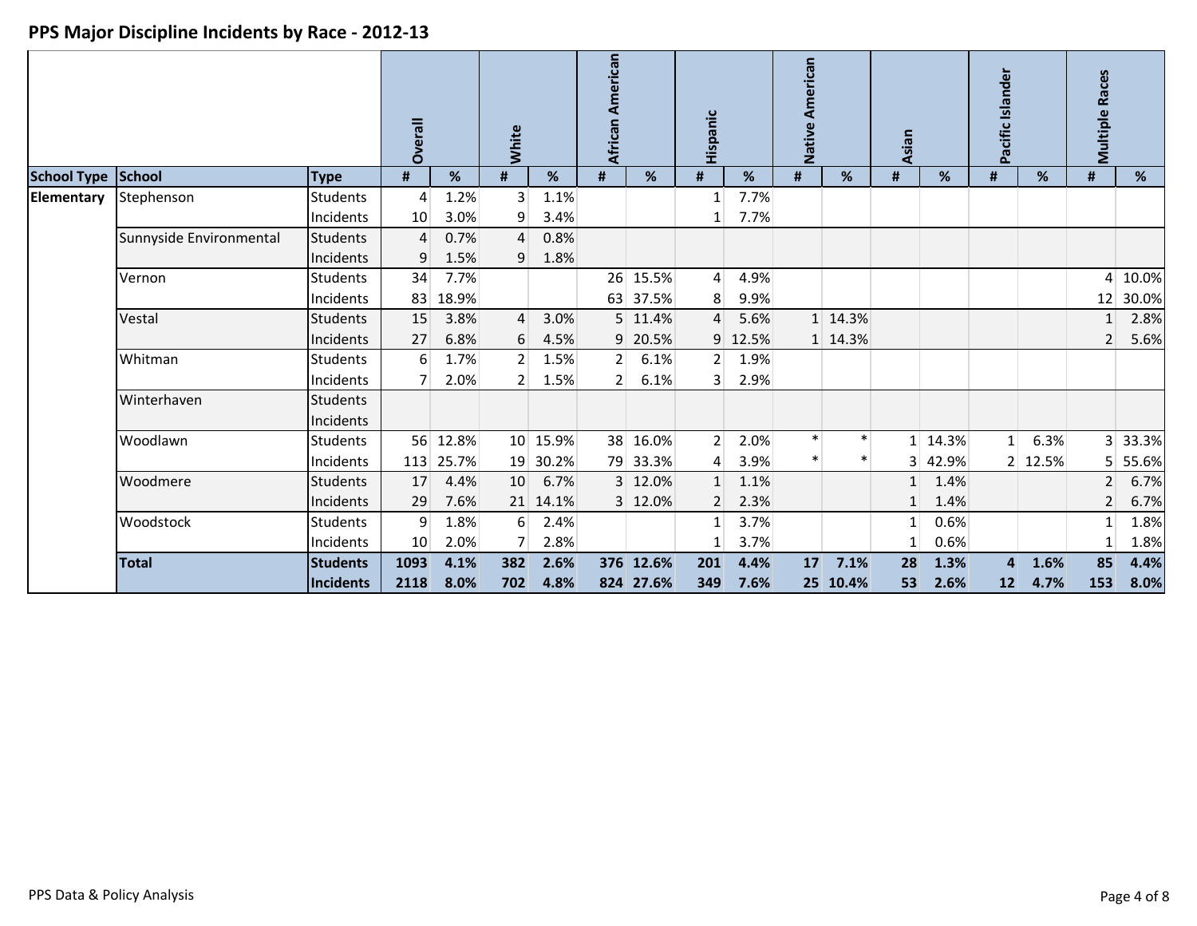## PPS Major Discipline Incidents by Race - 2012-13

| | | | Overall | | White | | African American | | Hispanic | | Native American | | Asian | | Pacific Islander | | Multiple Races | |
|---|---|---|---|---|---|---|---|---|---|---|---|---|---|---|---|---|---|---|
| **School Type** | **School** | **Type** | **#** | **%** | **#** | **%** | **#** | **%** | **#** | **%** | **#** | **%** | **#** | **%** | **#** | **%** | **#** | **%** |
| **Elementary** | Stephenson | Students | 4 | 1.2% | 3 | 1.1% | | | 1 | 7.7% | | | | | | | | |
| | | Incidents | 10 | 3.0% | 9 | 3.4% | | | 1 | 7.7% | | | | | | | | |
| | Sunnyside Environmental | Students | 4 | 0.7% | 4 | 0.8% | | | | | | | | | | | | |
| | | Incidents | 9 | 1.5% | 9 | 1.8% | | | | | | | | | | | | |
| | Vernon | Students | 34 | 7.7% | | | 26 | 15.5% | 4 | 4.9% | | | | | | | 4 | 10.0% |
| | | Incidents | 83 | 18.9% | | | 63 | 37.5% | 8 | 9.9% | | | | | | | 12 | 30.0% |
| | Vestal | Students | 15 | 3.8% | 4 | 3.0% | 5 | 11.4% | 4 | 5.6% | 1 | 14.3% | | | | | 1 | 2.8% |
| | | Incidents | 27 | 6.8% | 6 | 4.5% | 9 | 20.5% | 9 | 12.5% | 1 | 14.3% | | | | | 2 | 5.6% |
| | Whitman | Students | 6 | 1.7% | 2 | 1.5% | 2 | 6.1% | 2 | 1.9% | | | | | | | | |
| | | Incidents | 7 | 2.0% | 2 | 1.5% | 2 | 6.1% | 3 | 2.9% | | | | | | | | |
| | Winterhaven | Students | | | | | | | | | | | | | | | | |
| | | Incidents | | | | | | | | | | | | | | | | |
| | Woodlawn | Students | 56 | 12.8% | 10 | 15.9% | 38 | 16.0% | 2 | 2.0% | * | * | 1 | 14.3% | 1 | 6.3% | 3 | 33.3% |
| | | Incidents | 113 | 25.7% | 19 | 30.2% | 79 | 33.3% | 4 | 3.9% | * | * | 3 | 42.9% | 2 | 12.5% | 5 | 55.6% |
| | Woodmere | Students | 17 | 4.4% | 10 | 6.7% | 3 | 12.0% | 1 | 1.1% | | | 1 | 1.4% | | | 2 | 6.7% |
| | | Incidents | 29 | 7.6% | 21 | 14.1% | 3 | 12.0% | 2 | 2.3% | | | 1 | 1.4% | | | 2 | 6.7% |
| | Woodstock | Students | 9 | 1.8% | 6 | 2.4% | | | 1 | 3.7% | | | 1 | 0.6% | | | 1 | 1.8% |
| | | Incidents | 10 | 2.0% | 7 | 2.8% | | | 1 | 3.7% | | | 1 | 0.6% | | | 1 | 1.8% |
| | **Total** | **Students** | **1093** | **4.1%** | **382** | **2.6%** | **376** | **12.6%** | **201** | **4.4%** | **17** | **7.1%** | **28** | **1.3%** | **4** | **1.6%** | **85** | **4.4%** |
| | | **Incidents** | **2118** | **8.0%** | **702** | **4.8%** | **824** | **27.6%** | **349** | **7.6%** | **25** | **10.4%** | **53** | **2.6%** | **12** | **4.7%** | **153** | **8.0%** |

PPS Data & Policy Analysis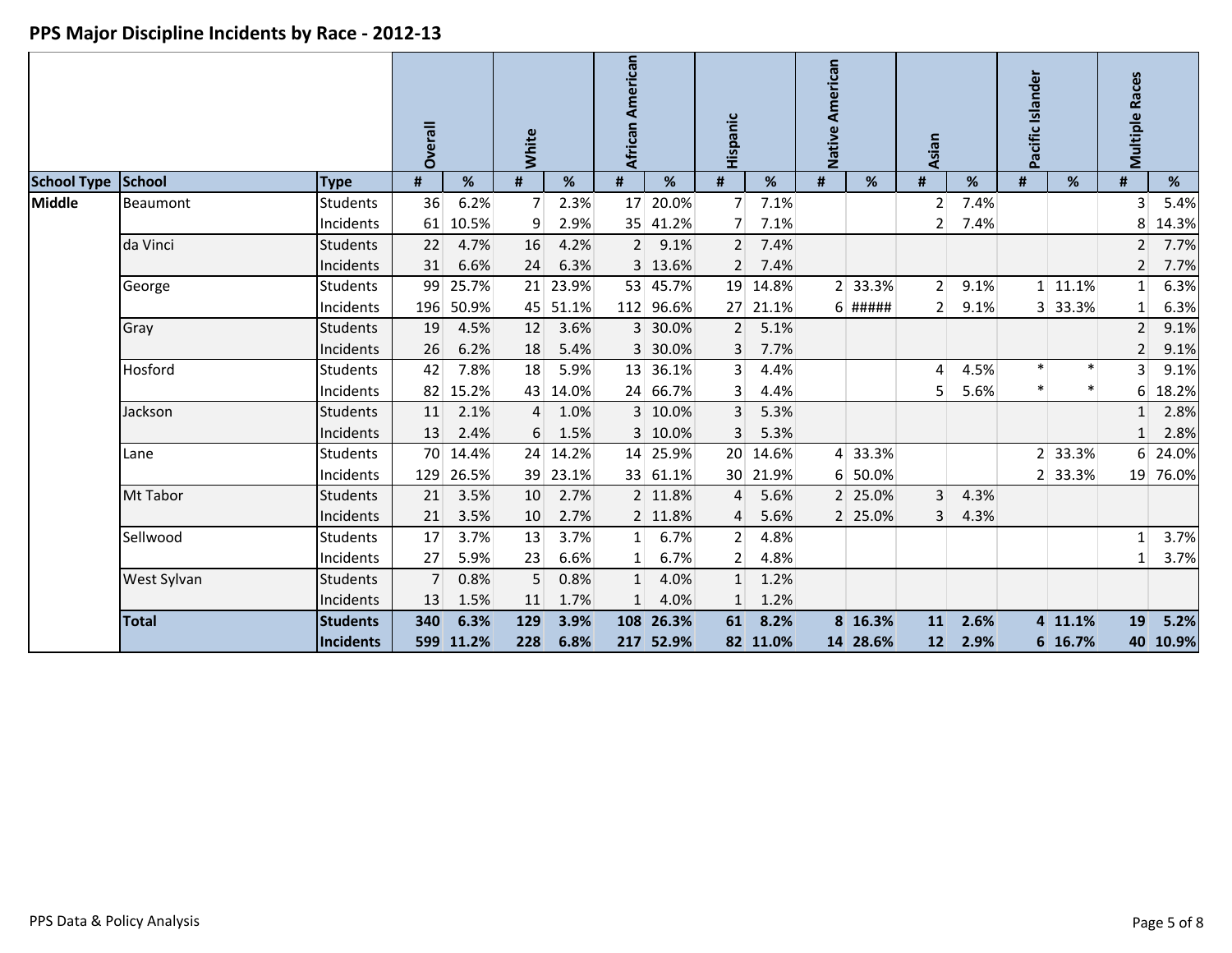## PPS Major Discipline Incidents by Race - 2012-13

| | | | Overall | | White | | African American | | Hispanic | | Native American | | Asian | | Pacific Islander | | Multiple Races | |
|---|---|---|---|---|---|---|---|---|---|---|---|---|---|---|---|---|---|---|
| **School Type** | **School** | **Type** | **#** | **%** | **#** | **%** | **#** | **%** | **#** | **%** | **#** | **%** | **#** | **%** | **#** | **%** | **#** | **%** |
| **Middle** | Beaumont | Students | 36 | 6.2% | 7 | 2.3% | 17 | 20.0% | 7 | 7.1% | | | 2 | 7.4% | | | 3 | 5.4% |
| | | Incidents | 61 | 10.5% | 9 | 2.9% | 35 | 41.2% | 7 | 7.1% | | | 2 | 7.4% | | | 8 | 14.3% |
| | da Vinci | Students | 22 | 4.7% | 16 | 4.2% | 2 | 9.1% | 2 | 7.4% | | | | | | | 2 | 7.7% |
| | | Incidents | 31 | 6.6% | 24 | 6.3% | 3 | 13.6% | 2 | 7.4% | | | | | | | 2 | 7.7% |
| | George | Students | 99 | 25.7% | 21 | 23.9% | 53 | 45.7% | 19 | 14.8% | 2 | 33.3% | 2 | 9.1% | 1 | 11.1% | 1 | 6.3% |
| | | Incidents | 196 | 50.9% | 45 | 51.1% | 112 | 96.6% | 27 | 21.1% | 6 | ##### | 2 | 9.1% | 3 | 33.3% | 1 | 6.3% |
| | Gray | Students | 19 | 4.5% | 12 | 3.6% | 3 | 30.0% | 2 | 5.1% | | | | | | | 2 | 9.1% |
| | | Incidents | 26 | 6.2% | 18 | 5.4% | 3 | 30.0% | 3 | 7.7% | | | | | | | 2 | 9.1% |
| | Hosford | Students | 42 | 7.8% | 18 | 5.9% | 13 | 36.1% | 3 | 4.4% | | | 4 | 4.5% | * | * | 3 | 9.1% |
| | | Incidents | 82 | 15.2% | 43 | 14.0% | 24 | 66.7% | 3 | 4.4% | | | 5 | 5.6% | * | * | 6 | 18.2% |
| | Jackson | Students | 11 | 2.1% | 4 | 1.0% | 3 | 10.0% | 3 | 5.3% | | | | | | | 1 | 2.8% |
| | | Incidents | 13 | 2.4% | 6 | 1.5% | 3 | 10.0% | 3 | 5.3% | | | | | | | 1 | 2.8% |
| | Lane | Students | 70 | 14.4% | 24 | 14.2% | 14 | 25.9% | 20 | 14.6% | 4 | 33.3% | | | 2 | 33.3% | 6 | 24.0% |
| | | Incidents | 129 | 26.5% | 39 | 23.1% | 33 | 61.1% | 30 | 21.9% | 6 | 50.0% | | | 2 | 33.3% | 19 | 76.0% |
| | Mt Tabor | Students | 21 | 3.5% | 10 | 2.7% | 2 | 11.8% | 4 | 5.6% | 2 | 25.0% | 3 | 4.3% | | | | |
| | | Incidents | 21 | 3.5% | 10 | 2.7% | 2 | 11.8% | 4 | 5.6% | 2 | 25.0% | 3 | 4.3% | | | | |
| | Sellwood | Students | 17 | 3.7% | 13 | 3.7% | 1 | 6.7% | 2 | 4.8% | | | | | | | 1 | 3.7% |
| | | Incidents | 27 | 5.9% | 23 | 6.6% | 1 | 6.7% | 2 | 4.8% | | | | | | | 1 | 3.7% |
| | West Sylvan | Students | 7 | 0.8% | 5 | 0.8% | 1 | 4.0% | 1 | 1.2% | | | | | | | | |
| | | Incidents | 13 | 1.5% | 11 | 1.7% | 1 | 4.0% | 1 | 1.2% | | | | | | | | |
| | **Total** | **Students** | **340** | **6.3%** | **129** | **3.9%** | **108** | **26.3%** | **61** | **8.2%** | **8** | **16.3%** | **11** | **2.6%** | **4** | **11.1%** | **19** | **5.2%** |
| | | **Incidents** | **599** | **11.2%** | **228** | **6.8%** | **217** | **52.9%** | **82** | **11.0%** | **14** | **28.6%** | **12** | **2.9%** | **6** | **16.7%** | **40** | **10.9%** |

PPS Data & Policy Analysis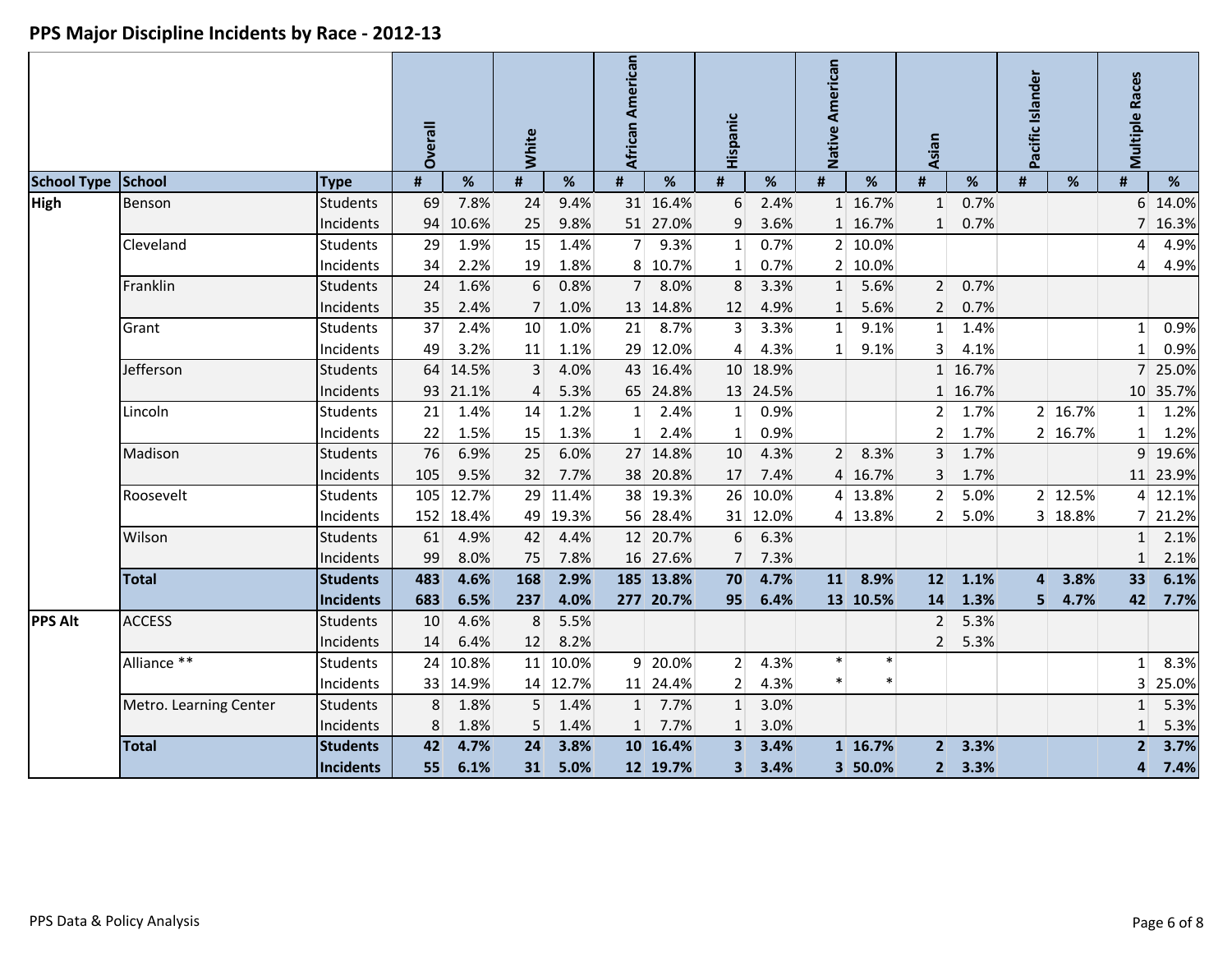# PPS Major Discipline Incidents by Race - 2012-13

| | | | Overall | | White | | African American | | Hispanic | | Native American | | Asian | | Pacific Islander | | Multiple Races | |
|---|---|---|---|---|---|---|---|---|---|---|---|---|---|---|---|---|---|---|
| **School Type** | **School** | **Type** | **#** | **%** | **#** | **%** | **#** | **%** | **#** | **%** | **#** | **%** | **#** | **%** | **#** | **%** | **#** | **%** |
| **High** | Benson | Students | 69 | 7.8% | 24 | 9.4% | 31 | 16.4% | 6 | 2.4% | 1 | 16.7% | 1 | 0.7% | | | 6 | 14.0% |
| | | Incidents | 94 | 10.6% | 25 | 9.8% | 51 | 27.0% | 9 | 3.6% | 1 | 16.7% | 1 | 0.7% | | | 7 | 16.3% |
| | Cleveland | Students | 29 | 1.9% | 15 | 1.4% | 7 | 9.3% | 1 | 0.7% | 2 | 10.0% | | | | | 4 | 4.9% |
| | | Incidents | 34 | 2.2% | 19 | 1.8% | 8 | 10.7% | 1 | 0.7% | 2 | 10.0% | | | | | 4 | 4.9% |
| | Franklin | Students | 24 | 1.6% | 6 | 0.8% | 7 | 8.0% | 8 | 3.3% | 1 | 5.6% | 2 | 0.7% | | | | |
| | | Incidents | 35 | 2.4% | 7 | 1.0% | 13 | 14.8% | 12 | 4.9% | 1 | 5.6% | 2 | 0.7% | | | | |
| | Grant | Students | 37 | 2.4% | 10 | 1.0% | 21 | 8.7% | 3 | 3.3% | 1 | 9.1% | 1 | 1.4% | | | 1 | 0.9% |
| | | Incidents | 49 | 3.2% | 11 | 1.1% | 29 | 12.0% | 4 | 4.3% | 1 | 9.1% | 3 | 4.1% | | | 1 | 0.9% |
| | Jefferson | Students | 64 | 14.5% | 3 | 4.0% | 43 | 16.4% | 10 | 18.9% | | | 1 | 16.7% | | | 7 | 25.0% |
| | | Incidents | 93 | 21.1% | 4 | 5.3% | 65 | 24.8% | 13 | 24.5% | | | 1 | 16.7% | | | 10 | 35.7% |
| | Lincoln | Students | 21 | 1.4% | 14 | 1.2% | 1 | 2.4% | 1 | 0.9% | | | 2 | 1.7% | 2 | 16.7% | 1 | 1.2% |
| | | Incidents | 22 | 1.5% | 15 | 1.3% | 1 | 2.4% | 1 | 0.9% | | | 2 | 1.7% | 2 | 16.7% | 1 | 1.2% |
| | Madison | Students | 76 | 6.9% | 25 | 6.0% | 27 | 14.8% | 10 | 4.3% | 2 | 8.3% | 3 | 1.7% | | | 9 | 19.6% |
| | | Incidents | 105 | 9.5% | 32 | 7.7% | 38 | 20.8% | 17 | 7.4% | 4 | 16.7% | 3 | 1.7% | | | 11 | 23.9% |
| | Roosevelt | Students | 105 | 12.7% | 29 | 11.4% | 38 | 19.3% | 26 | 10.0% | 4 | 13.8% | 2 | 5.0% | 2 | 12.5% | 4 | 12.1% |
| | | Incidents | 152 | 18.4% | 49 | 19.3% | 56 | 28.4% | 31 | 12.0% | 4 | 13.8% | 2 | 5.0% | 3 | 18.8% | 7 | 21.2% |
| | Wilson | Students | 61 | 4.9% | 42 | 4.4% | 12 | 20.7% | 6 | 6.3% | | | | | | | 1 | 2.1% |
| | | Incidents | 99 | 8.0% | 75 | 7.8% | 16 | 27.6% | 7 | 7.3% | | | | | | | 1 | 2.1% |
| | **Total** | **Students** | **483** | **4.6%** | **168** | **2.9%** | **185** | **13.8%** | **70** | **4.7%** | **11** | **8.9%** | **12** | **1.1%** | **4** | **3.8%** | **33** | **6.1%** |
| | | **Incidents** | **683** | **6.5%** | **237** | **4.0%** | **277** | **20.7%** | **95** | **6.4%** | **13** | **10.5%** | **14** | **1.3%** | **5** | **4.7%** | **42** | **7.7%** |
| **PPS Alt** | ACCESS | Students | 10 | 4.6% | 8 | 5.5% | | | | | | | 2 | 5.3% | | | | |
| | | Incidents | 14 | 6.4% | 12 | 8.2% | | | | | | | 2 | 5.3% | | | | |
| | Alliance ** | Students | 24 | 10.8% | 11 | 10.0% | 9 | 20.0% | 2 | 4.3% | * | * | | | | | 1 | 8.3% |
| | | Incidents | 33 | 14.9% | 14 | 12.7% | 11 | 24.4% | 2 | 4.3% | * | * | | | | | 3 | 25.0% |
| | Metro. Learning Center | Students | 8 | 1.8% | 5 | 1.4% | 1 | 7.7% | 1 | 3.0% | | | | | | | 1 | 5.3% |
| | | Incidents | 8 | 1.8% | 5 | 1.4% | 1 | 7.7% | 1 | 3.0% | | | | | | | 1 | 5.3% |
| | **Total** | **Students** | **42** | **4.7%** | **24** | **3.8%** | **10** | **16.4%** | **3** | **3.4%** | **1** | **16.7%** | **2** | **3.3%** | | | **2** | **3.7%** |
| | | **Incidents** | **55** | **6.1%** | **31** | **5.0%** | **12** | **19.7%** | **3** | **3.4%** | **3** | **50.0%** | **2** | **3.3%** | | | **4** | **7.4%** |

PPS Data & Policy Analysis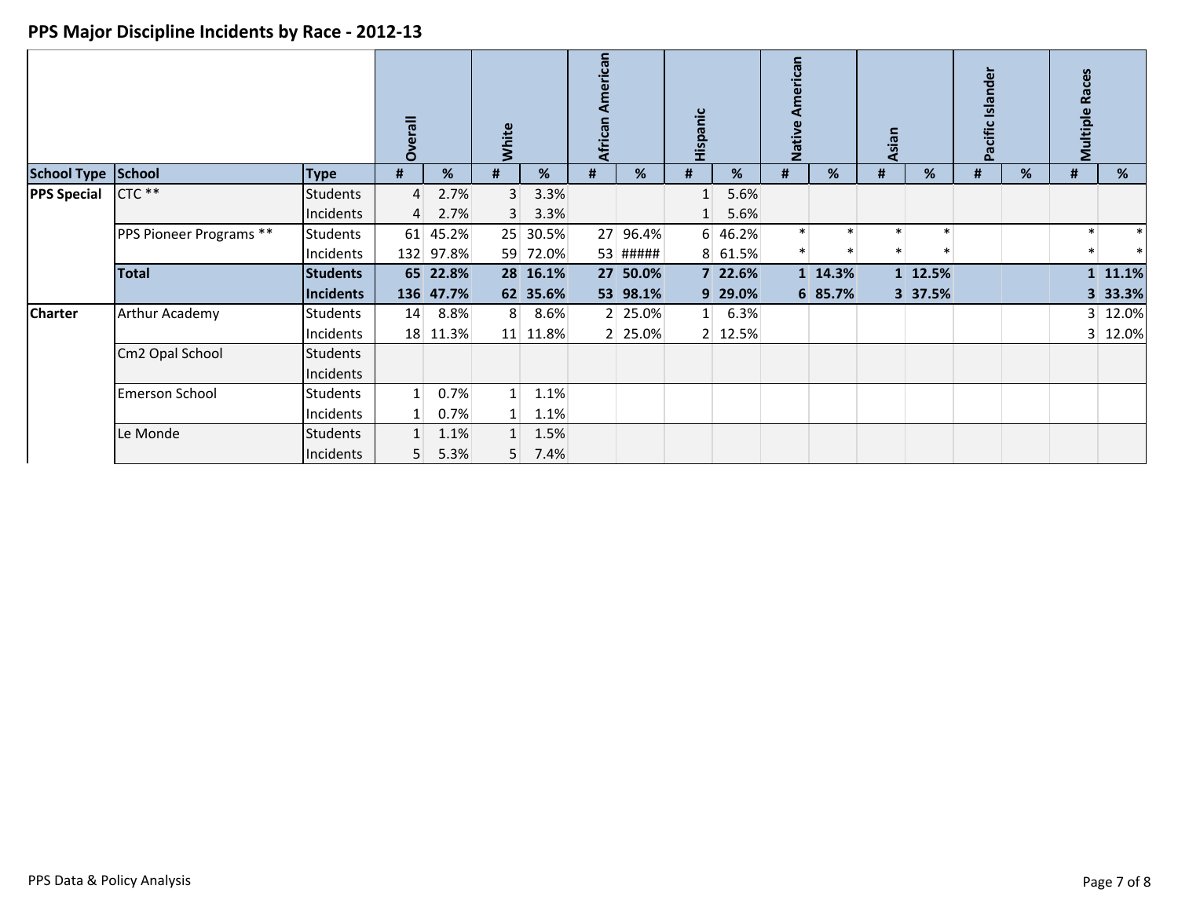## PPS Major Discipline Incidents by Race - 2012-13

| | | | Overall | | White | | African American | | Hispanic | | Native American | | Asian | | Pacific Islander | | Multiple Races | |
|---|---|---|---|---|---|---|---|---|---|---|---|---|---|---|---|---|---|---|
| **School Type** | **School** | **Type** | **#** | **%** | **#** | **%** | **#** | **%** | **#** | **%** | **#** | **%** | **#** | **%** | **#** | **%** | **#** | **%** |
| **PPS Special** | CTC ** | Students | 4 | 2.7% | 3 | 3.3% | | | 1 | 5.6% | | | | | | | | |
| | | Incidents | 4 | 2.7% | 3 | 3.3% | | | 1 | 5.6% | | | | | | | | |
| | PPS Pioneer Programs ** | Students | 61 | 45.2% | 25 | 30.5% | 27 | 96.4% | 6 | 46.2% | * | * | * | * | | | * | * |
| | | Incidents | 132 | 97.8% | 59 | 72.0% | 53 | ##### | 8 | 61.5% | * | * | * | * | | | * | * |
| | **Total** | **Students** | **65** | **22.8%** | **28** | **16.1%** | **27** | **50.0%** | **7** | **22.6%** | **1** | **14.3%** | **1** | **12.5%** | | | **1** | **11.1%** |
| | | **Incidents** | **136** | **47.7%** | **62** | **35.6%** | **53** | **98.1%** | **9** | **29.0%** | **6** | **85.7%** | **3** | **37.5%** | | | **3** | **33.3%** |
| **Charter** | Arthur Academy | Students | 14 | 8.8% | 8 | 8.6% | 2 | 25.0% | 1 | 6.3% | | | | | | | 3 | 12.0% |
| | | Incidents | 18 | 11.3% | 11 | 11.8% | 2 | 25.0% | 2 | 12.5% | | | | | | | 3 | 12.0% |
| | Cm2 Opal School | Students | | | | | | | | | | | | | | | | |
| | | Incidents | | | | | | | | | | | | | | | | |
| | Emerson School | Students | 1 | 0.7% | 1 | 1.1% | | | | | | | | | | | | |
| | | Incidents | 1 | 0.7% | 1 | 1.1% | | | | | | | | | | | | |
| | Le Monde | Students | 1 | 1.1% | 1 | 1.5% | | | | | | | | | | | | |
| | | Incidents | 5 | 5.3% | 5 | 7.4% | | | | | | | | | | | | |

PPS Data & Policy Analysis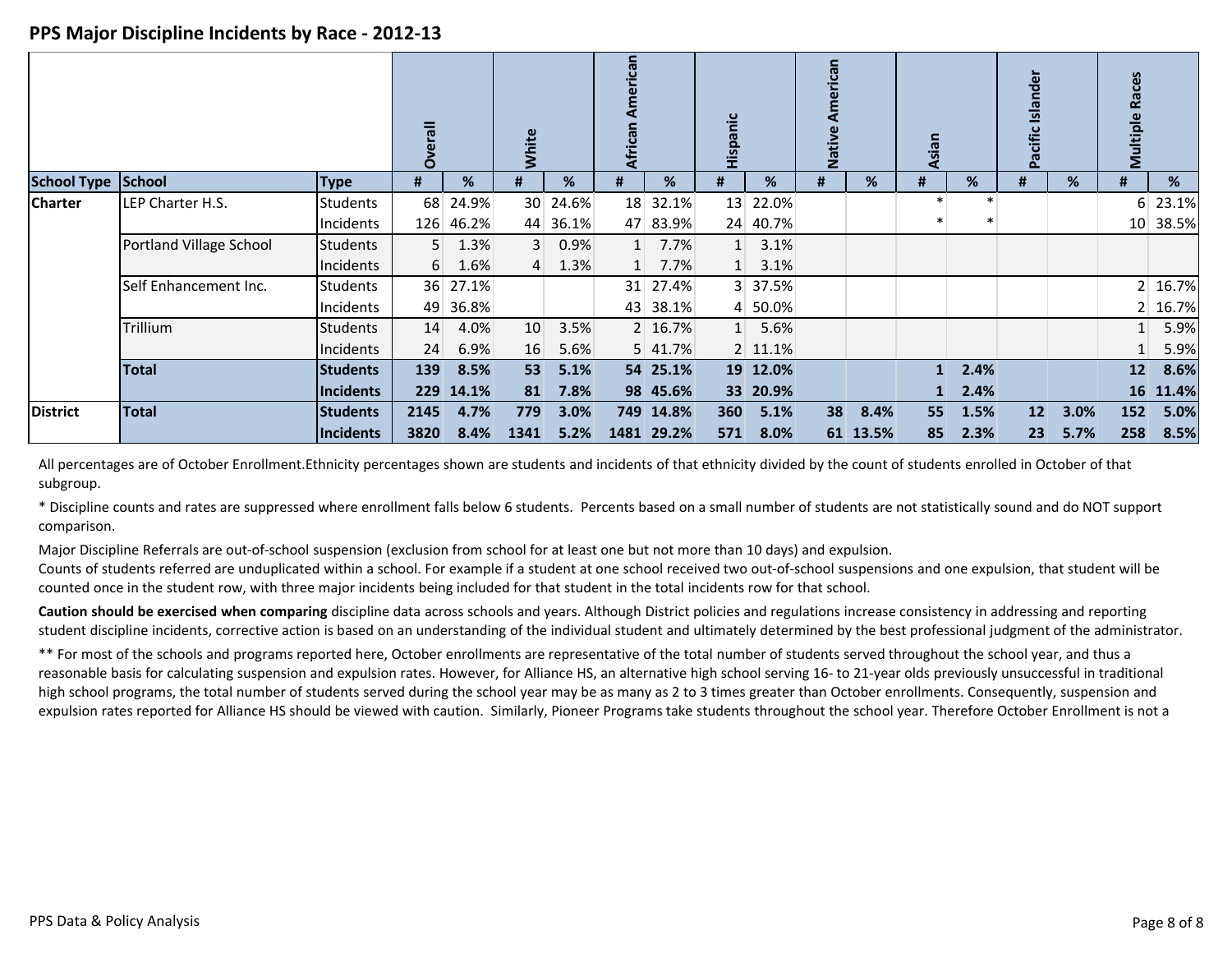## PPS Major Discipline Incidents by Race - 2012-13

| | | | Overall | | White | | African American | | Hispanic | | Native American | | Asian | | Pacific Islander | | Multiple Races | |
|---|---|---|---|---|---|---|---|---|---|---|---|---|---|---|---|---|---|---|
| **School Type** | **School** | **Type** | **#** | **%** | **#** | **%** | **#** | **%** | **#** | **%** | **#** | **%** | **#** | **%** | **#** | **%** | **#** | **%** |
| **Charter** | LEP Charter H.S. | Students | 68 | 24.9% | 30 | 24.6% | 18 | 32.1% | 13 | 22.0% | | | * | * | | | 6 | 23.1% |
| | | Incidents | 126 | 46.2% | 44 | 36.1% | 47 | 83.9% | 24 | 40.7% | | | * | * | | | 10 | 38.5% |
| | Portland Village School | Students | 5 | 1.3% | 3 | 0.9% | 1 | 7.7% | 1 | 3.1% | | | | | | | | |
| | | Incidents | 6 | 1.6% | 4 | 1.3% | 1 | 7.7% | 1 | 3.1% | | | | | | | | |
| | Self Enhancement Inc. | Students | 36 | 27.1% | | | 31 | 27.4% | 3 | 37.5% | | | | | | | 2 | 16.7% |
| | | Incidents | 49 | 36.8% | | | 43 | 38.1% | 4 | 50.0% | | | | | | | 2 | 16.7% |
| | Trillium | Students | 14 | 4.0% | 10 | 3.5% | 2 | 16.7% | 1 | 5.6% | | | | | | | 1 | 5.9% |
| | | Incidents | 24 | 6.9% | 16 | 5.6% | 5 | 41.7% | 2 | 11.1% | | | | | | | 1 | 5.9% |
| | **Total** | **Students** | **139** | **8.5%** | **53** | **5.1%** | **54** | **25.1%** | **19** | **12.0%** | | | **1** | **2.4%** | | | **12** | **8.6%** |
| | | **Incidents** | **229** | **14.1%** | **81** | **7.8%** | **98** | **45.6%** | **33** | **20.9%** | | | **1** | **2.4%** | | | **16** | **11.4%** |
| **District** | **Total** | **Students** | **2145** | **4.7%** | **779** | **3.0%** | **749** | **14.8%** | **360** | **5.1%** | **38** | **8.4%** | **55** | **1.5%** | **12** | **3.0%** | **152** | **5.0%** |
| | | **Incidents** | **3820** | **8.4%** | **1341** | **5.2%** | **1481** | **29.2%** | **571** | **8.0%** | **61** | **13.5%** | **85** | **2.3%** | **23** | **5.7%** | **258** | **8.5%** |

All percentages are of October Enrollment.Ethnicity percentages shown are students and incidents of that ethnicity divided by the count of students enrolled in October of that subgroup.

* Discipline counts and rates are suppressed where enrollment falls below 6 students. Percents based on a small number of students are not statistically sound and do NOT support comparison.

Major Discipline Referrals are out-of-school suspension (exclusion from school for at least one but not more than 10 days) and expulsion.
Counts of students referred are unduplicated within a school. For example if a student at one school received two out-of-school suspensions and one expulsion, that student will be counted once in the student row, with three major incidents being included for that student in the total incidents row for that school.

**Caution should be exercised when comparing** discipline data across schools and years. Although District policies and regulations increase consistency in addressing and reporting student discipline incidents, corrective action is based on an understanding of the individual student and ultimately determined by the best professional judgment of the administrator.

** For most of the schools and programs reported here, October enrollments are representative of the total number of students served throughout the school year, and thus a reasonable basis for calculating suspension and expulsion rates. However, for Alliance HS, an alternative high school serving 16- to 21-year olds previously unsuccessful in traditional high school programs, the total number of students served during the school year may be as many as 2 to 3 times greater than October enrollments. Consequently, suspension and expulsion rates reported for Alliance HS should be viewed with caution. Similarly, Pioneer Programs take students throughout the school year. Therefore October Enrollment is not a